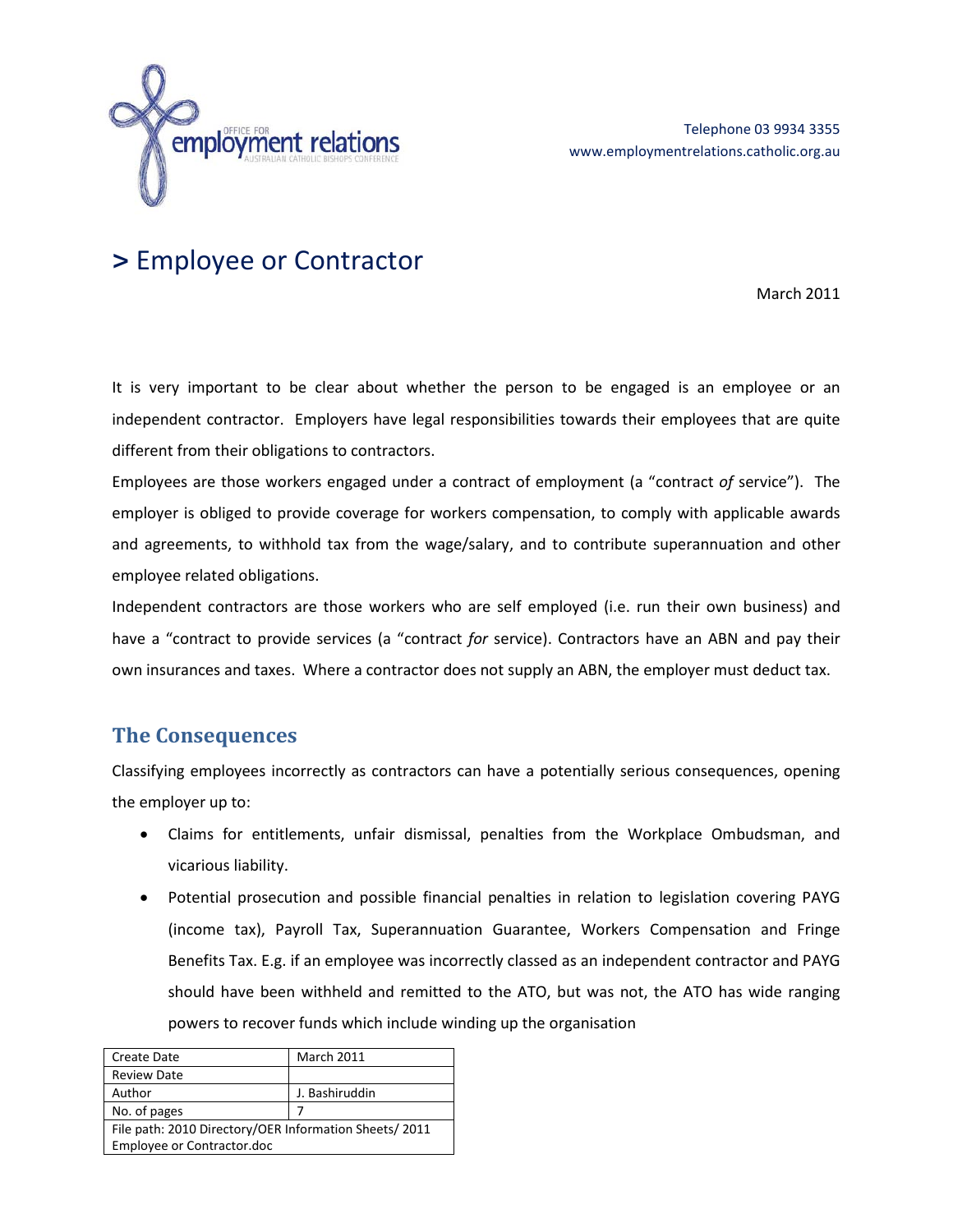Telephone 03 9934 3355
www.employmentrelations.catholic.org.au

# > Employee or Contractor

March 2011

It is very important to be clear about whether the person to be engaged is an employee or an independent contractor. Employers have legal responsibilities towards their employees that are quite different from their obligations to contractors.

Employees are those workers engaged under a contract of employment (a "contract *of* service"). The employer is obliged to provide coverage for workers compensation, to comply with applicable awards and agreements, to withhold tax from the wage/salary, and to contribute superannuation and other employee related obligations.

Independent contractors are those workers who are self employed (i.e. run their own business) and have a "contract to provide services (a "contract *for* service). Contractors have an ABN and pay their own insurances and taxes. Where a contractor does not supply an ABN, the employer must deduct tax.

## The Consequences

Classifying employees incorrectly as contractors can have a potentially serious consequences, opening the employer up to:

- Claims for entitlements, unfair dismissal, penalties from the Workplace Ombudsman, and vicarious liability.
- Potential prosecution and possible financial penalties in relation to legislation covering PAYG (income tax), Payroll Tax, Superannuation Guarantee, Workers Compensation and Fringe Benefits Tax. E.g. if an employee was incorrectly classed as an independent contractor and PAYG should have been withheld and remitted to the ATO, but was not, the ATO has wide ranging powers to recover funds which include winding up the organisation

| Create Date | March 2011 |
|---|---|
| Review Date | |
| Author | J. Bashiruddin |
| No. of pages | 7 |
| File path: 2010 Directory/OER Information Sheets/ 2011 Employee or Contractor.doc | |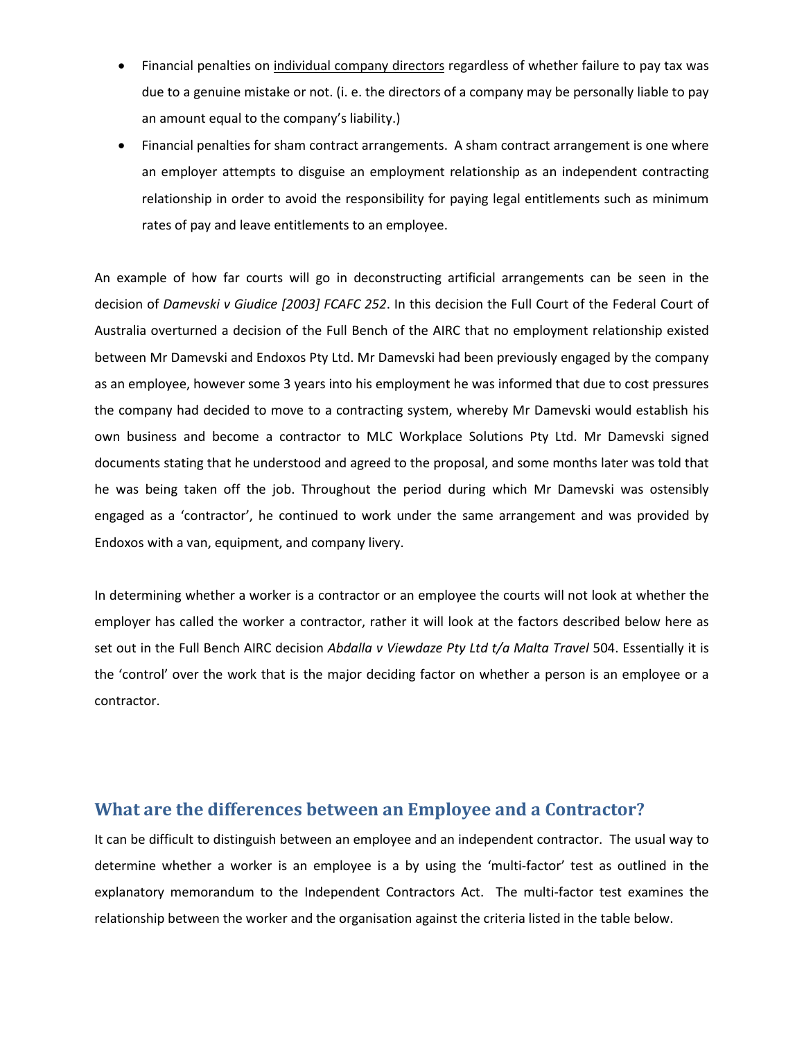- Financial penalties on individual company directors regardless of whether failure to pay tax was due to a genuine mistake or not. (i. e. the directors of a company may be personally liable to pay an amount equal to the company's liability.)
- Financial penalties for sham contract arrangements. A sham contract arrangement is one where an employer attempts to disguise an employment relationship as an independent contracting relationship in order to avoid the responsibility for paying legal entitlements such as minimum rates of pay and leave entitlements to an employee.

An example of how far courts will go in deconstructing artificial arrangements can be seen in the decision of *Damevski v Giudice [2003] FCAFC 252*. In this decision the Full Court of the Federal Court of Australia overturned a decision of the Full Bench of the AIRC that no employment relationship existed between Mr Damevski and Endoxos Pty Ltd. Mr Damevski had been previously engaged by the company as an employee, however some 3 years into his employment he was informed that due to cost pressures the company had decided to move to a contracting system, whereby Mr Damevski would establish his own business and become a contractor to MLC Workplace Solutions Pty Ltd. Mr Damevski signed documents stating that he understood and agreed to the proposal, and some months later was told that he was being taken off the job. Throughout the period during which Mr Damevski was ostensibly engaged as a 'contractor', he continued to work under the same arrangement and was provided by Endoxos with a van, equipment, and company livery.

In determining whether a worker is a contractor or an employee the courts will not look at whether the employer has called the worker a contractor, rather it will look at the factors described below here as set out in the Full Bench AIRC decision *Abdalla v Viewdaze Pty Ltd t/a Malta Travel* 504. Essentially it is the 'control' over the work that is the major deciding factor on whether a person is an employee or a contractor.

## What are the differences between an Employee and a Contractor?

It can be difficult to distinguish between an employee and an independent contractor. The usual way to determine whether a worker is an employee is a by using the 'multi-factor' test as outlined in the explanatory memorandum to the Independent Contractors Act. The multi-factor test examines the relationship between the worker and the organisation against the criteria listed in the table below.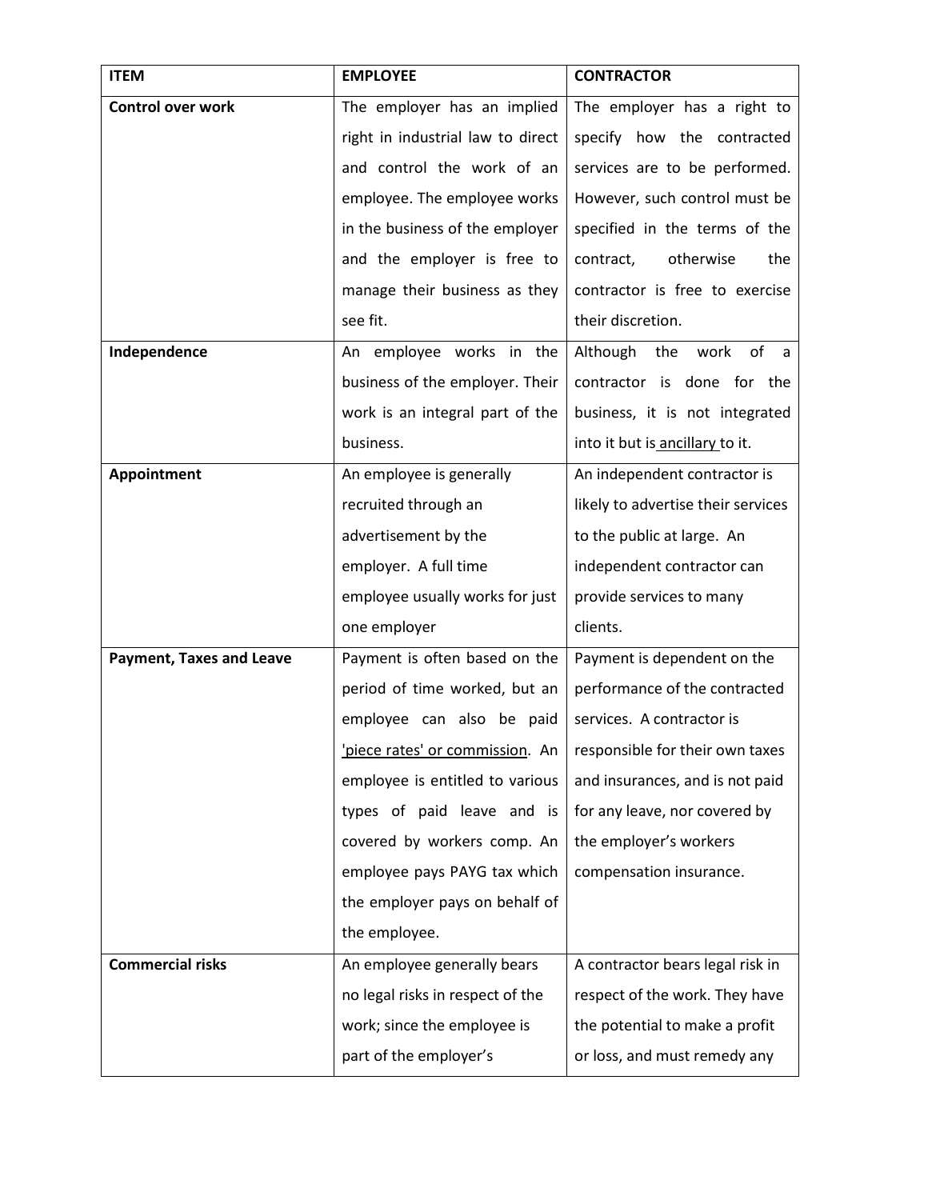| ITEM | EMPLOYEE | CONTRACTOR |
| --- | --- | --- |
| **Control over work** | The employer has an implied right in industrial law to direct and control the work of an employee. The employee works in the business of the employer and the employer is free to manage their business as they see fit. | The employer has a right to specify how the contracted services are to be performed. However, such control must be specified in the terms of the contract, otherwise the contractor is free to exercise their discretion. |
| **Independence** | An employee works in the business of the employer. Their work is an integral part of the business. | Although the work of a contractor is done for the business, it is not integrated into it but is ancillary to it. |
| **Appointment** | An employee is generally recruited through an advertisement by the employer. A full time employee usually works for just one employer | An independent contractor is likely to advertise their services to the public at large. An independent contractor can provide services to many clients. |
| **Payment, Taxes and Leave** | Payment is often based on the period of time worked, but an employee can also be paid 'piece rates' or commission. An employee is entitled to various types of paid leave and is covered by workers comp. An employee pays PAYG tax which the employer pays on behalf of the employee. | Payment is dependent on the performance of the contracted services. A contractor is responsible for their own taxes and insurances, and is not paid for any leave, nor covered by the employer's workers compensation insurance. |
| **Commercial risks** | An employee generally bears no legal risks in respect of the work; since the employee is part of the employer's | A contractor bears legal risk in respect of the work. They have the potential to make a profit or loss, and must remedy any |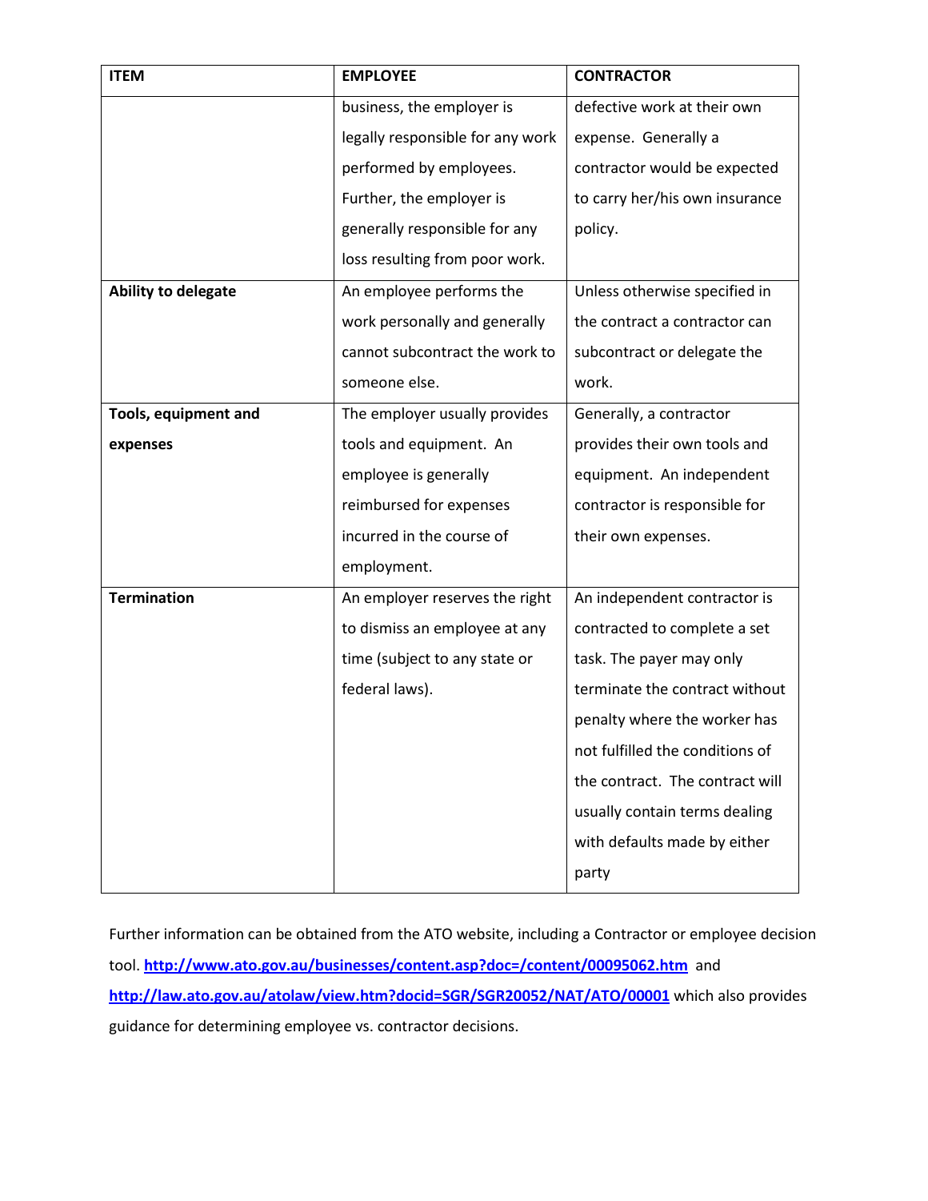| ITEM | EMPLOYEE | CONTRACTOR |
|---|---|---|
| | business, the employer is legally responsible for any work performed by employees. Further, the employer is generally responsible for any loss resulting from poor work. | defective work at their own expense. Generally a contractor would be expected to carry her/his own insurance policy. |
| **Ability to delegate** | An employee performs the work personally and generally cannot subcontract the work to someone else. | Unless otherwise specified in the contract a contractor can subcontract or delegate the work. |
| **Tools, equipment and expenses** | The employer usually provides tools and equipment. An employee is generally reimbursed for expenses incurred in the course of employment. | Generally, a contractor provides their own tools and equipment. An independent contractor is responsible for their own expenses. |
| **Termination** | An employer reserves the right to dismiss an employee at any time (subject to any state or federal laws). | An independent contractor is contracted to complete a set task. The payer may only terminate the contract without penalty where the worker has not fulfilled the conditions of the contract. The contract will usually contain terms dealing with defaults made by either party |

Further information can be obtained from the ATO website, including a Contractor or employee decision tool. **http://www.ato.gov.au/businesses/content.asp?doc=/content/00095062.htm** and **http://law.ato.gov.au/atolaw/view.htm?docid=SGR/SGR20052/NAT/ATO/00001** which also provides guidance for determining employee vs. contractor decisions.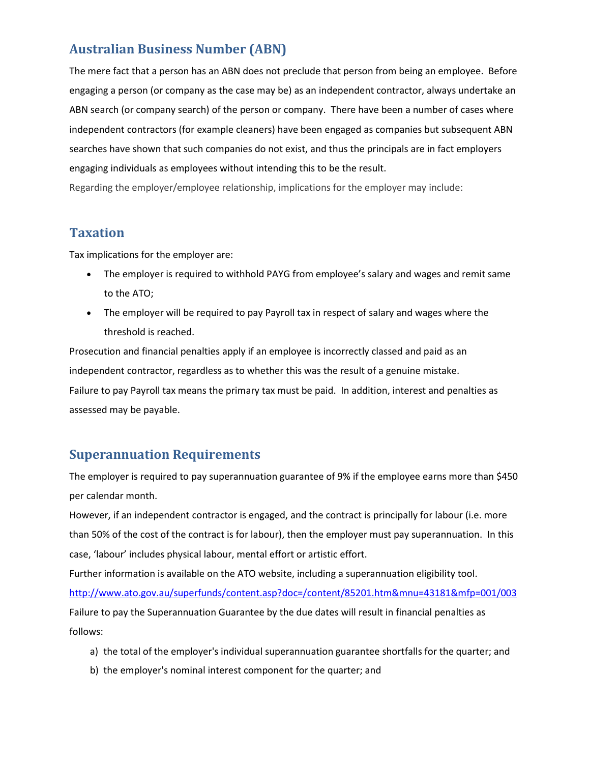## Australian Business Number (ABN)

The mere fact that a person has an ABN does not preclude that person from being an employee. Before engaging a person (or company as the case may be) as an independent contractor, always undertake an ABN search (or company search) of the person or company. There have been a number of cases where independent contractors (for example cleaners) have been engaged as companies but subsequent ABN searches have shown that such companies do not exist, and thus the principals are in fact employers engaging individuals as employees without intending this to be the result.

Regarding the employer/employee relationship, implications for the employer may include:

## Taxation

Tax implications for the employer are:

- The employer is required to withhold PAYG from employee's salary and wages and remit same to the ATO;
- The employer will be required to pay Payroll tax in respect of salary and wages where the threshold is reached.

Prosecution and financial penalties apply if an employee is incorrectly classed and paid as an independent contractor, regardless as to whether this was the result of a genuine mistake.

Failure to pay Payroll tax means the primary tax must be paid. In addition, interest and penalties as assessed may be payable.

## Superannuation Requirements

The employer is required to pay superannuation guarantee of 9% if the employee earns more than $450 per calendar month.

However, if an independent contractor is engaged, and the contract is principally for labour (i.e. more than 50% of the cost of the contract is for labour), then the employer must pay superannuation. In this case, 'labour' includes physical labour, mental effort or artistic effort.

Further information is available on the ATO website, including a superannuation eligibility tool.

http://www.ato.gov.au/superfunds/content.asp?doc=/content/85201.htm&mnu=43181&mfp=001/003

Failure to pay the Superannuation Guarantee by the due dates will result in financial penalties as follows:

a) the total of the employer's individual superannuation guarantee shortfalls for the quarter; and
b) the employer's nominal interest component for the quarter; and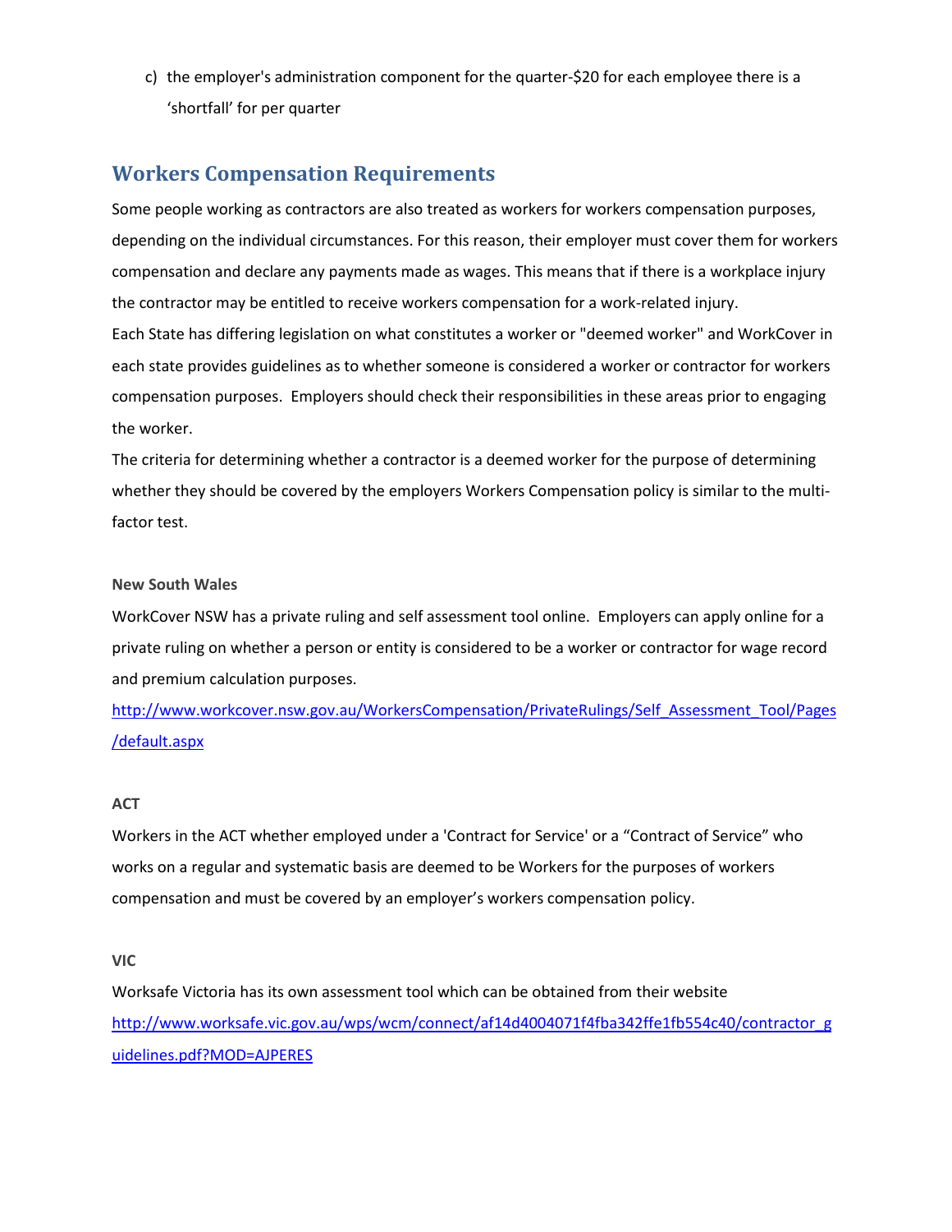c) the employer's administration component for the quarter-$20 for each employee there is a 'shortfall' for per quarter

## Workers Compensation Requirements

Some people working as contractors are also treated as workers for workers compensation purposes, depending on the individual circumstances. For this reason, their employer must cover them for workers compensation and declare any payments made as wages. This means that if there is a workplace injury the contractor may be entitled to receive workers compensation for a work-related injury.

Each State has differing legislation on what constitutes a worker or "deemed worker" and WorkCover in each state provides guidelines as to whether someone is considered a worker or contractor for workers compensation purposes. Employers should check their responsibilities in these areas prior to engaging the worker.

The criteria for determining whether a contractor is a deemed worker for the purpose of determining whether they should be covered by the employers Workers Compensation policy is similar to the multi-factor test.

**New South Wales**

WorkCover NSW has a private ruling and self assessment tool online. Employers can apply online for a private ruling on whether a person or entity is considered to be a worker or contractor for wage record and premium calculation purposes.

[http://www.workcover.nsw.gov.au/WorkersCompensation/PrivateRulings/Self_Assessment_Tool/Pages/default.aspx](http://www.workcover.nsw.gov.au/WorkersCompensation/PrivateRulings/Self_Assessment_Tool/Pages/default.aspx)

**ACT**

Workers in the ACT whether employed under a 'Contract for Service' or a "Contract of Service" who works on a regular and systematic basis are deemed to be Workers for the purposes of workers compensation and must be covered by an employer's workers compensation policy.

**VIC**

Worksafe Victoria has its own assessment tool which can be obtained from their website [http://www.worksafe.vic.gov.au/wps/wcm/connect/af14d4004071f4fba342ffe1fb554c40/contractor_guidelines.pdf?MOD=AJPERES](http://www.worksafe.vic.gov.au/wps/wcm/connect/af14d4004071f4fba342ffe1fb554c40/contractor_guidelines.pdf?MOD=AJPERES)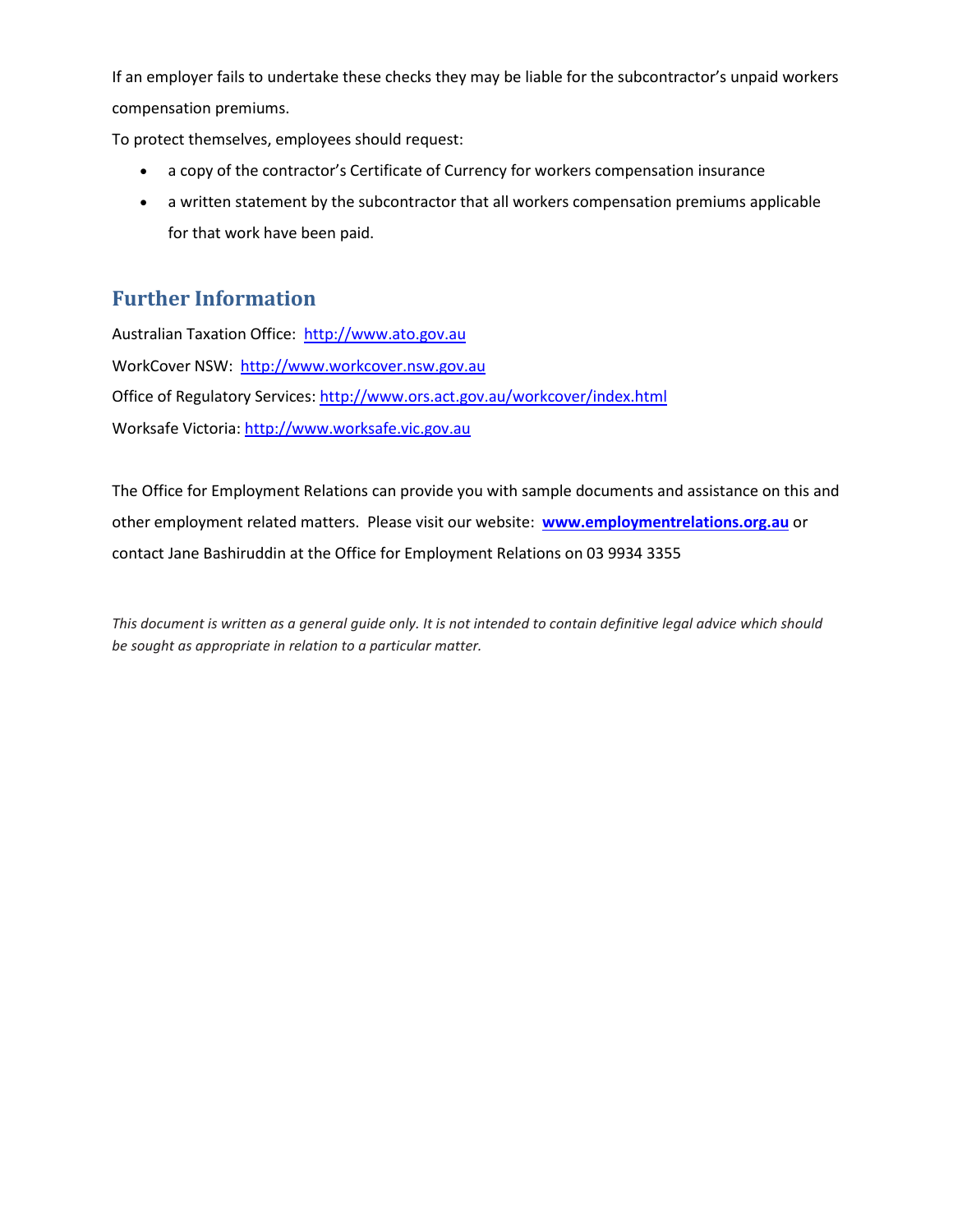If an employer fails to undertake these checks they may be liable for the subcontractor's unpaid workers compensation premiums.

To protect themselves, employees should request:

- a copy of the contractor's Certificate of Currency for workers compensation insurance
- a written statement by the subcontractor that all workers compensation premiums applicable for that work have been paid.

## Further Information

Australian Taxation Office: http://www.ato.gov.au

WorkCover NSW: http://www.workcover.nsw.gov.au

Office of Regulatory Services: http://www.ors.act.gov.au/workcover/index.html

Worksafe Victoria: http://www.worksafe.vic.gov.au

The Office for Employment Relations can provide you with sample documents and assistance on this and other employment related matters. Please visit our website: **www.employmentrelations.org.au** or contact Jane Bashiruddin at the Office for Employment Relations on 03 9934 3355

*This document is written as a general guide only. It is not intended to contain definitive legal advice which should be sought as appropriate in relation to a particular matter.*